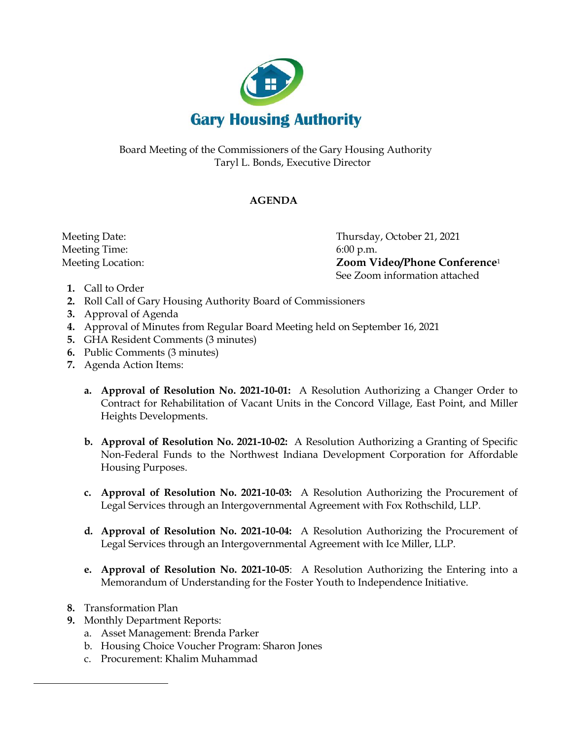# Gary Housing Authority

Board Meeting of the Commissioners of the Gary Housing Authority
Taryl L. Bonds, Executive Director

## AGENDA

| | |
|---|---|
| Meeting Date: | Thursday, October 21, 2021 |
| Meeting Time: | 6:00 p.m. |
| Meeting Location: | **Zoom Video/Phone Conference**[1]<br>See Zoom information attached |

1. Call to Order
2. Roll Call of Gary Housing Authority Board of Commissioners
3. Approval of Agenda
4. Approval of Minutes from Regular Board Meeting held on September 16, 2021
5. GHA Resident Comments (3 minutes)
6. Public Comments (3 minutes)
7. Agenda Action Items:

   a. **Approval of Resolution No. 2021-10-01:** A Resolution Authorizing a Changer Order to Contract for Rehabilitation of Vacant Units in the Concord Village, East Point, and Miller Heights Developments.

   b. **Approval of Resolution No. 2021-10-02:** A Resolution Authorizing a Granting of Specific Non-Federal Funds to the Northwest Indiana Development Corporation for Affordable Housing Purposes.

   c. **Approval of Resolution No. 2021-10-03:** A Resolution Authorizing the Procurement of Legal Services through an Intergovernmental Agreement with Fox Rothschild, LLP.

   d. **Approval of Resolution No. 2021-10-04:** A Resolution Authorizing the Procurement of Legal Services through an Intergovernmental Agreement with Ice Miller, LLP.

   e. **Approval of Resolution No. 2021-10-05**: A Resolution Authorizing the Entering into a Memorandum of Understanding for the Foster Youth to Independence Initiative.

8. Transformation Plan
9. Monthly Department Reports:
   a. Asset Management: Brenda Parker
   b. Housing Choice Voucher Program: Sharon Jones
   c. Procurement: Khalim Muhammad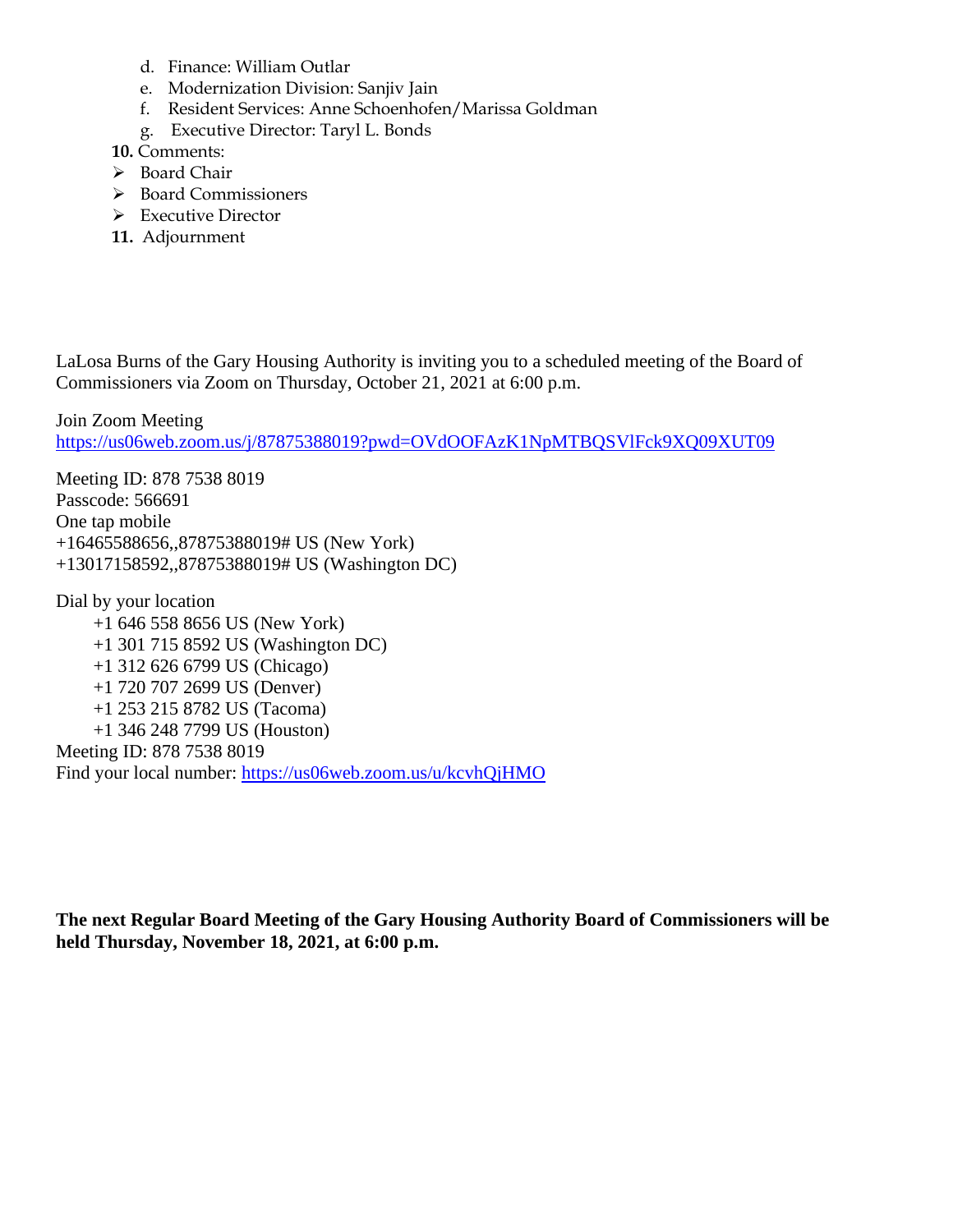d. Finance: William Outlar
   e. Modernization Division: Sanjiv Jain
   f. Resident Services: Anne Schoenhofen/Marissa Goldman
   g. Executive Director: Taryl L. Bonds

**10.** Comments:

- Board Chair
- Board Commissioners
- Executive Director

**11.** Adjournment

LaLosa Burns of the Gary Housing Authority is inviting you to a scheduled meeting of the Board of Commissioners via Zoom on Thursday, October 21, 2021 at 6:00 p.m.

Join Zoom Meeting
https://us06web.zoom.us/j/87875388019?pwd=OVdOOFAzK1NpMTBQSVlFck9XQ09XUT09

Meeting ID: 878 7538 8019
Passcode: 566691
One tap mobile
+16465588656,,87875388019# US (New York)
+13017158592,,87875388019# US (Washington DC)

Dial by your location
+1 646 558 8656 US (New York)
+1 301 715 8592 US (Washington DC)
+1 312 626 6799 US (Chicago)
+1 720 707 2699 US (Denver)
+1 253 215 8782 US (Tacoma)
+1 346 248 7799 US (Houston)
Meeting ID: 878 7538 8019
Find your local number: https://us06web.zoom.us/u/kcvhQjHMO

**The next Regular Board Meeting of the Gary Housing Authority Board of Commissioners will be held Thursday, November 18, 2021, at 6:00 p.m.**